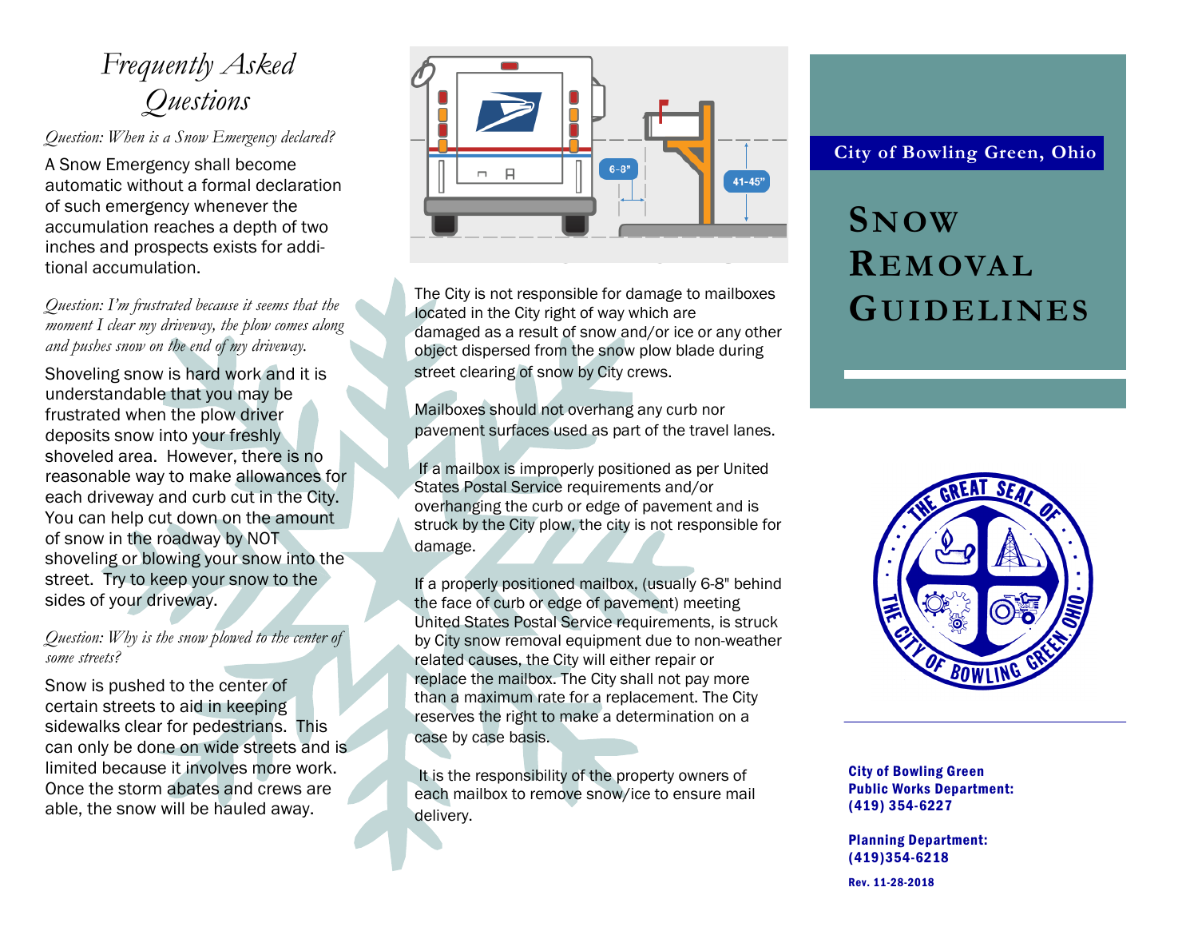# Frequently Asked Questions

*Question: When is a Snow Emergency declared?*

A Snow Emergency shall become automatic without a formal declaration of such emergency whenever the accumulation reaches a depth of two inches and prospects exists for additional accumulation.

*Question: I'm frustrated because it seems that the moment I clear my driveway, the plow comes along and pushes snow on the end of my driveway.*

Shoveling snow is hard work and it is understandable that you may be frustrated when the plow driver deposits snow into your freshly shoveled area. However, there is no reasonable way to make allowances for each driveway and curb cut in the City. You can help cut down on the amount of snow in the roadway by NOT shoveling or blowing your snow into the street. Try to keep your snow to the sides of your driveway.

*Question: Why is the snow plowed to the center of some streets?*

Snow is pushed to the center of certain streets to aid in keeping sidewalks clear for pedestrians. This can only be done on wide streets and is limited because it involves more work. Once the storm abates and crews are able, the snow will be hauled away.

6-8" 41-45"

The City is not responsible for damage to mailboxes located in the City right of way which are damaged as a result of snow and/or ice or any other object dispersed from the snow plow blade during street clearing of snow by City crews.

Mailboxes should not overhang any curb nor pavement surfaces used as part of the travel lanes.

If a mailbox is improperly positioned as per United States Postal Service requirements and/or overhanging the curb or edge of pavement and is struck by the City plow, the city is not responsible for damage.

If a properly positioned mailbox, (usually 6-8" behind the face of curb or edge of pavement) meeting United States Postal Service requirements, is struck by City snow removal equipment due to non-weather related causes, the City will either repair or replace the mailbox. The City shall not pay more than a maximum rate for a replacement. The City reserves the right to make a determination on a case by case basis.

It is the responsibility of the property owners of each mailbox to remove snow/ice to ensure mail delivery.

City of Bowling Green, Ohio

# Snow Removal Guidelines

**City of Bowling Green Public Works Department: (419) 354-6227**

**Planning Department: (419)354-6218**

**Rev. 11-28-2018**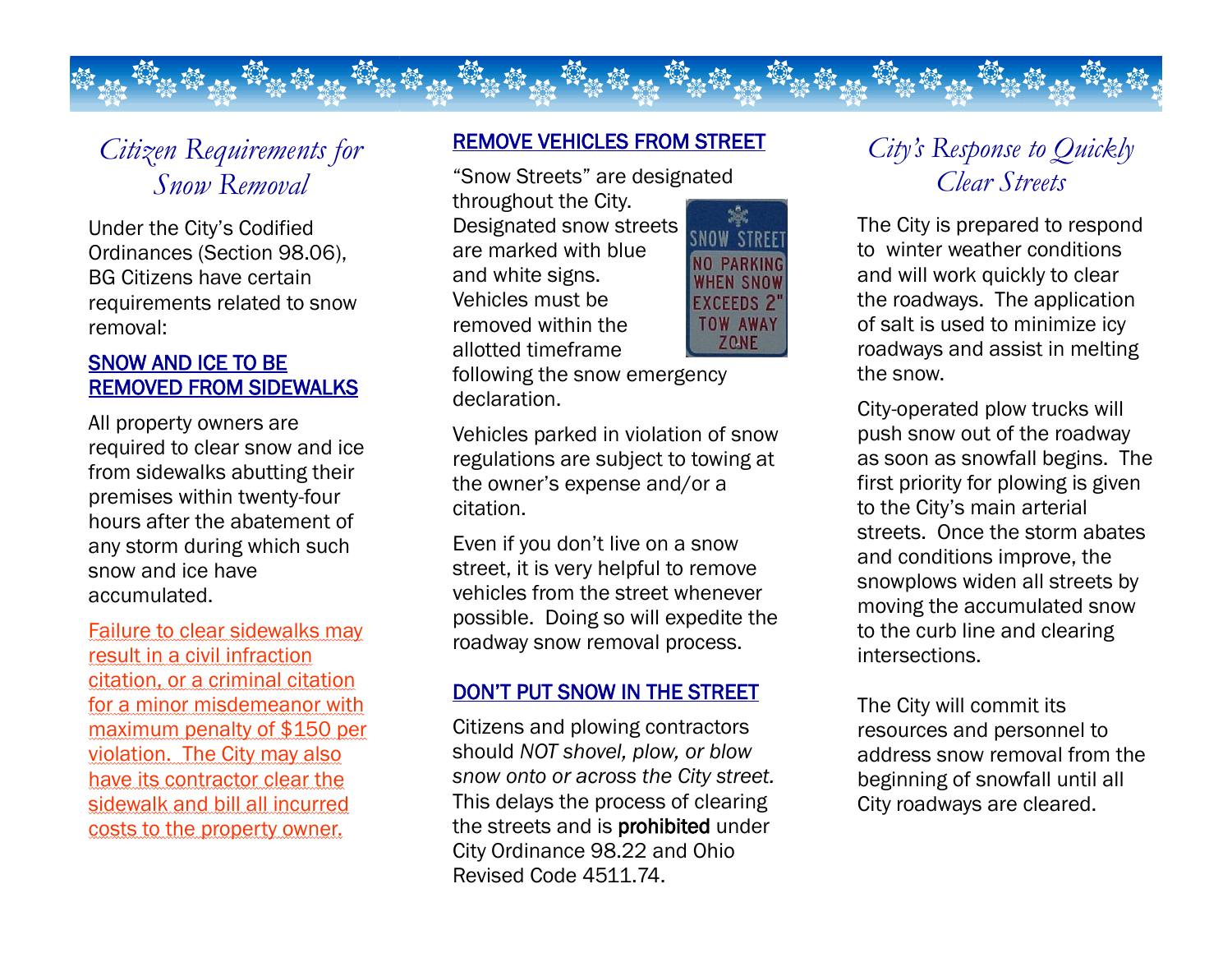## *Citizen Requirements for Snow Removal*

Under the City's Codified Ordinances (Section 98.06), BG Citizens have certain requirements related to snow removal:

### SNOW AND ICE TO BE REMOVED FROM SIDEWALKS

All property owners are required to clear snow and ice from sidewalks abutting their premises within twenty-four hours after the abatement of any storm during which such snow and ice have accumulated.

Failure to clear sidewalks may result in a civil infraction citation, or a criminal citation for a minor misdemeanor with maximum penalty of $150 per violation. The City may also have its contractor clear the sidewalk and bill all incurred costs to the property owner.

### REMOVE VEHICLES FROM STREET

"Snow Streets" are designated throughout the City. Designated snow streets are marked with blue and white signs. Vehicles must be removed within the allotted timeframe following the snow emergency declaration.

SNOW STREET
NO PARKING
WHEN SNOW
EXCEEDS 2"
TOW AWAY
ZONE

Vehicles parked in violation of snow regulations are subject to towing at the owner's expense and/or a citation.

Even if you don't live on a snow street, it is very helpful to remove vehicles from the street whenever possible. Doing so will expedite the roadway snow removal process.

### DON'T PUT SNOW IN THE STREET

Citizens and plowing contractors should *NOT shovel, plow, or blow snow onto or across the City street.* This delays the process of clearing the streets and is **prohibited** under City Ordinance 98.22 and Ohio Revised Code 4511.74.

## *City's Response to Quickly Clear Streets*

The City is prepared to respond to winter weather conditions and will work quickly to clear the roadways. The application of salt is used to minimize icy roadways and assist in melting the snow.

City-operated plow trucks will push snow out of the roadway as soon as snowfall begins. The first priority for plowing is given to the City's main arterial streets. Once the storm abates and conditions improve, the snowplows widen all streets by moving the accumulated snow to the curb line and clearing intersections.

The City will commit its resources and personnel to address snow removal from the beginning of snowfall until all City roadways are cleared.